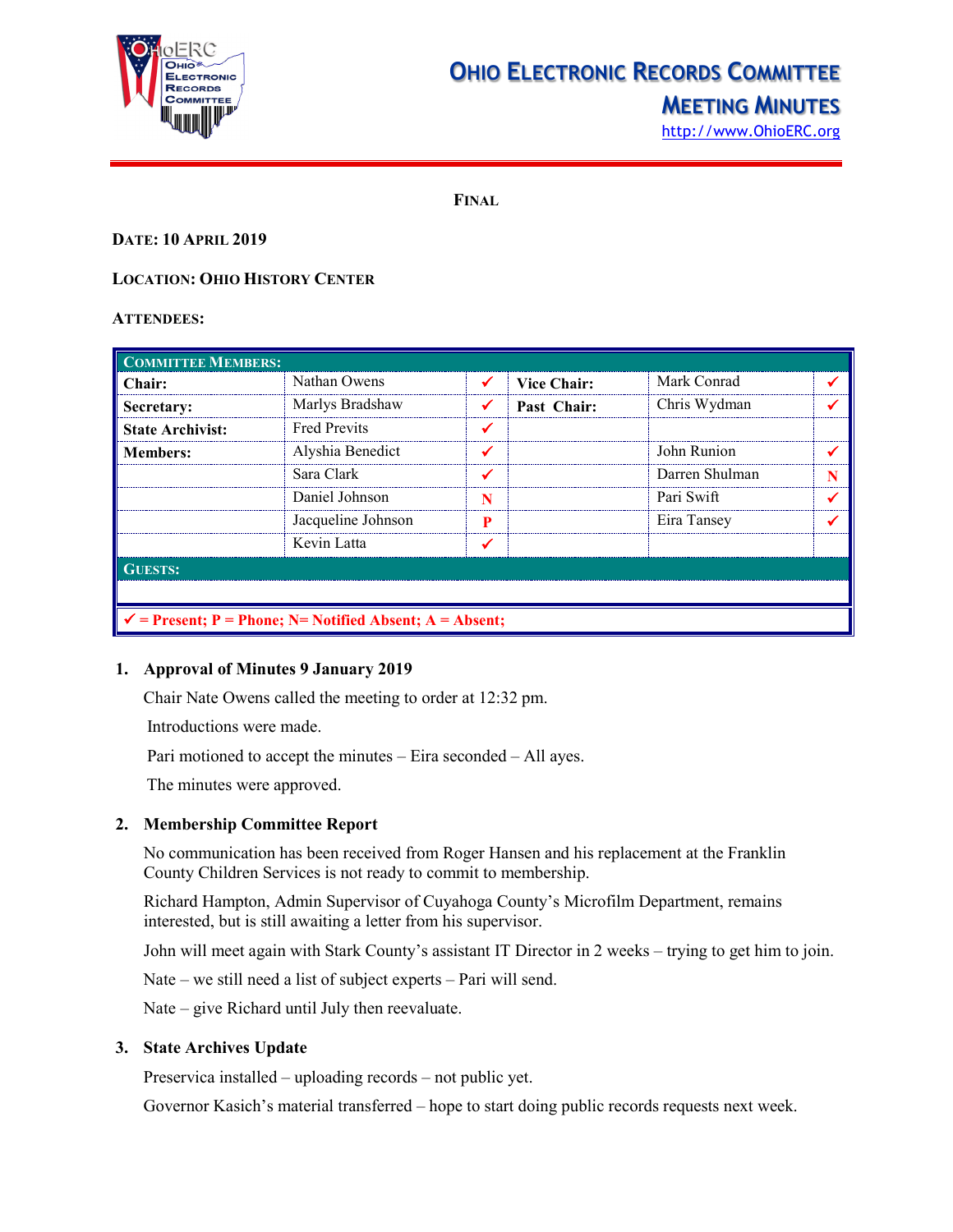# OHIO ELECTRONIC RECORDS COMMITTEE

## MEETING MINUTES

http://www.OhioERC.org

**FINAL**

**DATE: 10 APRIL 2019**

**LOCATION: OHIO HISTORY CENTER**

**ATTENDEES:**

| COMMITTEE MEMBERS: | | | | | |
|---|---|---|---|---|---|
| **Chair:** | Nathan Owens | ✓ | **Vice Chair:** | Mark Conrad | ✓ |
| **Secretary:** | Marlys Bradshaw | ✓ | **Past Chair:** | Chris Wydman | ✓ |
| **State Archivist:** | Fred Previts | ✓ | | | |
| **Members:** | Alyshia Benedict | ✓ | | John Runion | ✓ |
| | Sara Clark | ✓ | | Darren Shulman | N |
| | Daniel Johnson | N | | Pari Swift | ✓ |
| | Jacqueline Johnson | P | | Eira Tansey | ✓ |
| | Kevin Latta | ✓ | | | |
| **GUESTS:** | | | | | |
| | | | | | |
| ✓ = Present; P = Phone; N= Notified Absent; A = Absent; | | | | | |

1. **Approval of Minutes 9 January 2019**

   Chair Nate Owens called the meeting to order at 12:32 pm.

   Introductions were made.

   Pari motioned to accept the minutes – Eira seconded – All ayes.

   The minutes were approved.

2. **Membership Committee Report**

   No communication has been received from Roger Hansen and his replacement at the Franklin County Children Services is not ready to commit to membership.

   Richard Hampton, Admin Supervisor of Cuyahoga County's Microfilm Department, remains interested, but is still awaiting a letter from his supervisor.

   John will meet again with Stark County's assistant IT Director in 2 weeks – trying to get him to join.

   Nate – we still need a list of subject experts – Pari will send.

   Nate – give Richard until July then reevaluate.

3. **State Archives Update**

   Preservica installed – uploading records – not public yet.

   Governor Kasich's material transferred – hope to start doing public records requests next week.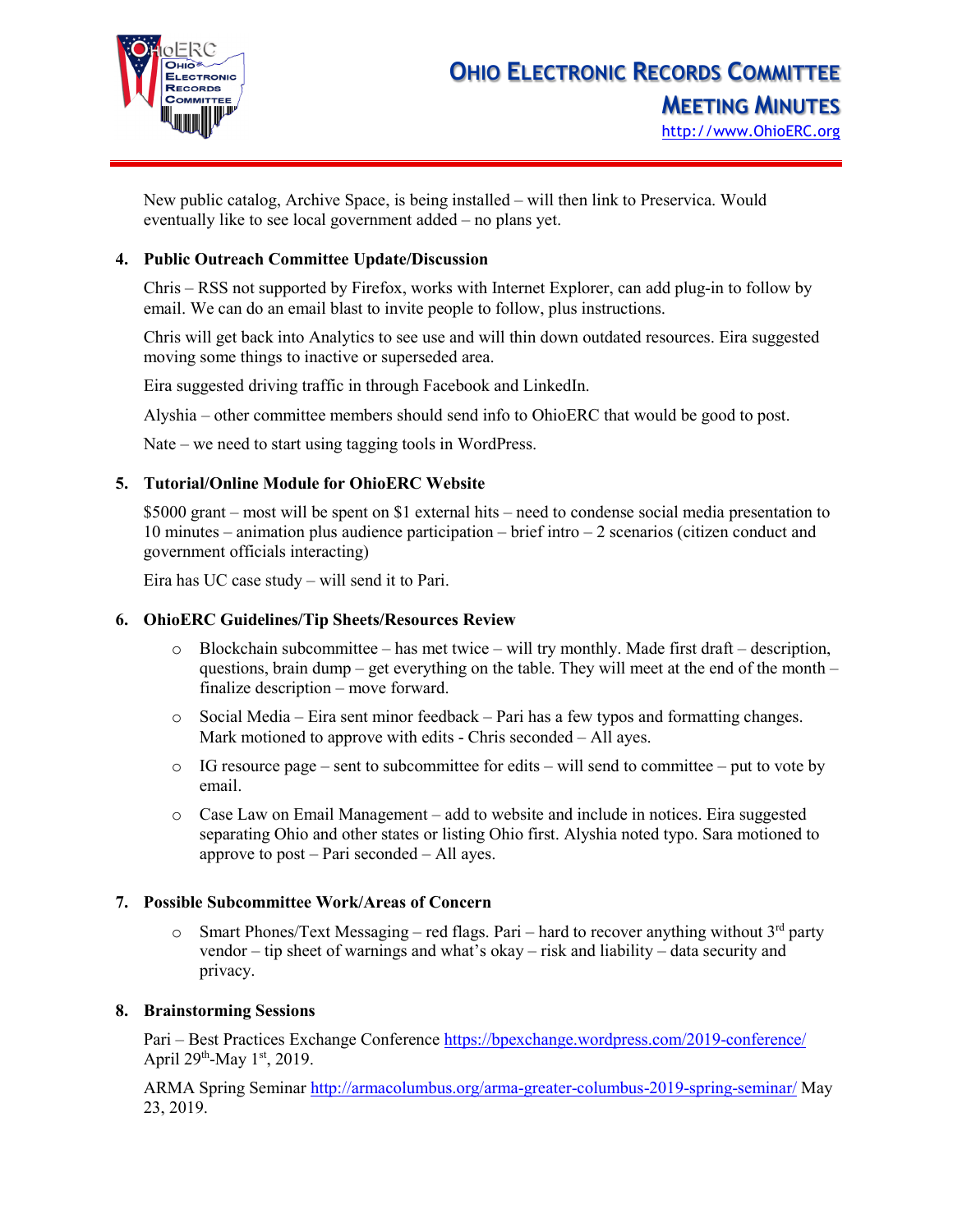New public catalog, Archive Space, is being installed – will then link to Preservica. Would eventually like to see local government added – no plans yet.

**4. Public Outreach Committee Update/Discussion**

Chris – RSS not supported by Firefox, works with Internet Explorer, can add plug-in to follow by email. We can do an email blast to invite people to follow, plus instructions.

Chris will get back into Analytics to see use and will thin down outdated resources. Eira suggested moving some things to inactive or superseded area.

Eira suggested driving traffic in through Facebook and LinkedIn.

Alyshia – other committee members should send info to OhioERC that would be good to post.

Nate – we need to start using tagging tools in WordPress.

**5. Tutorial/Online Module for OhioERC Website**

$5000 grant – most will be spent on $1 external hits – need to condense social media presentation to 10 minutes – animation plus audience participation – brief intro – 2 scenarios (citizen conduct and government officials interacting)

Eira has UC case study – will send it to Pari.

**6. OhioERC Guidelines/Tip Sheets/Resources Review**

- Blockchain subcommittee – has met twice – will try monthly. Made first draft – description, questions, brain dump – get everything on the table. They will meet at the end of the month – finalize description – move forward.
- Social Media – Eira sent minor feedback – Pari has a few typos and formatting changes. Mark motioned to approve with edits - Chris seconded – All ayes.
- IG resource page – sent to subcommittee for edits – will send to committee – put to vote by email.
- Case Law on Email Management – add to website and include in notices. Eira suggested separating Ohio and other states or listing Ohio first. Alyshia noted typo. Sara motioned to approve to post – Pari seconded – All ayes.

**7. Possible Subcommittee Work/Areas of Concern**

- Smart Phones/Text Messaging – red flags. Pari – hard to recover anything without 3rd party vendor – tip sheet of warnings and what's okay – risk and liability – data security and privacy.

**8. Brainstorming Sessions**

Pari – Best Practices Exchange Conference https://bpexchange.wordpress.com/2019-conference/ April 29th-May 1st, 2019.

ARMA Spring Seminar http://armacolumbus.org/arma-greater-columbus-2019-spring-seminar/ May 23, 2019.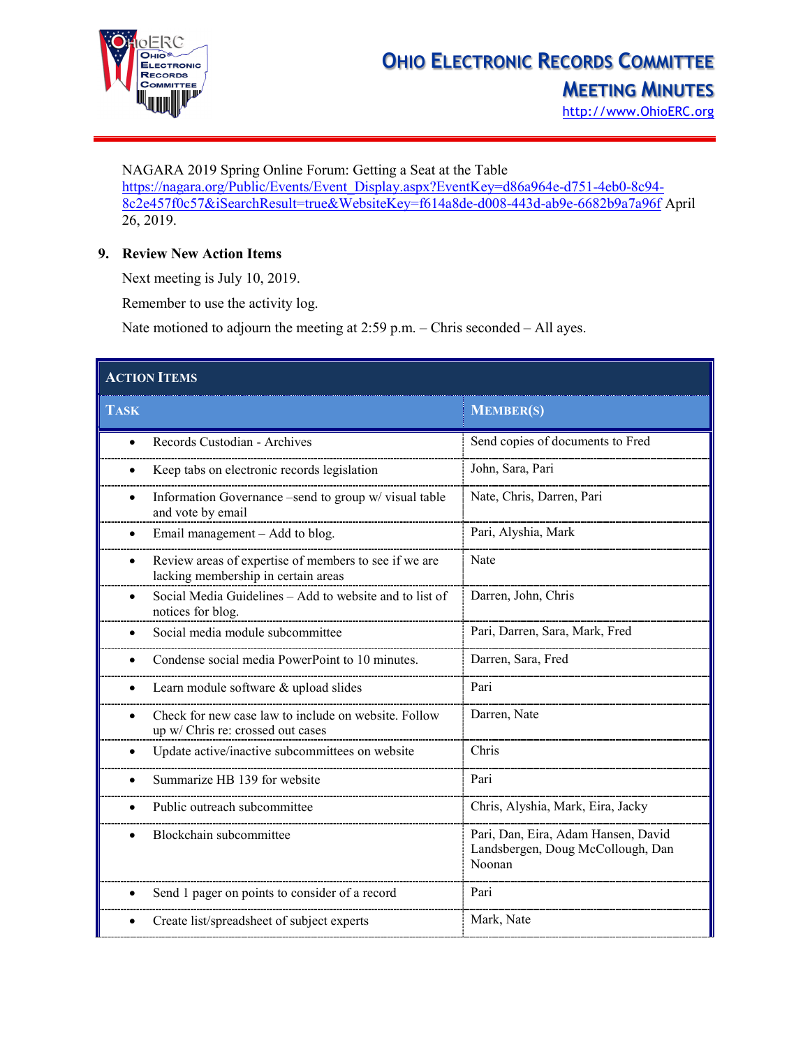NAGARA 2019 Spring Online Forum: Getting a Seat at the Table https://nagara.org/Public/Events/Event_Display.aspx?EventKey=d86a964e-d751-4eb0-8c94-8c2e457f0c57&iSearchResult=true&WebsiteKey=f614a8de-d008-443d-ab9e-6682b9a7a96f April 26, 2019.

**9. Review New Action Items**

Next meeting is July 10, 2019.

Remember to use the activity log.

Nate motioned to adjourn the meeting at 2:59 p.m. – Chris seconded – All ayes.

| **ACTION ITEMS** | |
|---|---|
| **TASK** | **MEMBER(S)** |
| • Records Custodian - Archives | Send copies of documents to Fred |
| • Keep tabs on electronic records legislation | John, Sara, Pari |
| • Information Governance –send to group w/ visual table and vote by email | Nate, Chris, Darren, Pari |
| • Email management – Add to blog. | Pari, Alyshia, Mark |
| • Review areas of expertise of members to see if we are lacking membership in certain areas | Nate |
| • Social Media Guidelines – Add to website and to list of notices for blog. | Darren, John, Chris |
| • Social media module subcommittee | Pari, Darren, Sara, Mark, Fred |
| • Condense social media PowerPoint to 10 minutes. | Darren, Sara, Fred |
| • Learn module software & upload slides | Pari |
| • Check for new case law to include on website. Follow up w/ Chris re: crossed out cases | Darren, Nate |
| • Update active/inactive subcommittees on website | Chris |
| • Summarize HB 139 for website | Pari |
| • Public outreach subcommittee | Chris, Alyshia, Mark, Eira, Jacky |
| • Blockchain subcommittee | Pari, Dan, Eira, Adam Hansen, David Landsbergen, Doug McCollough, Dan Noonan |
| • Send 1 pager on points to consider of a record | Pari |
| • Create list/spreadsheet of subject experts | Mark, Nate |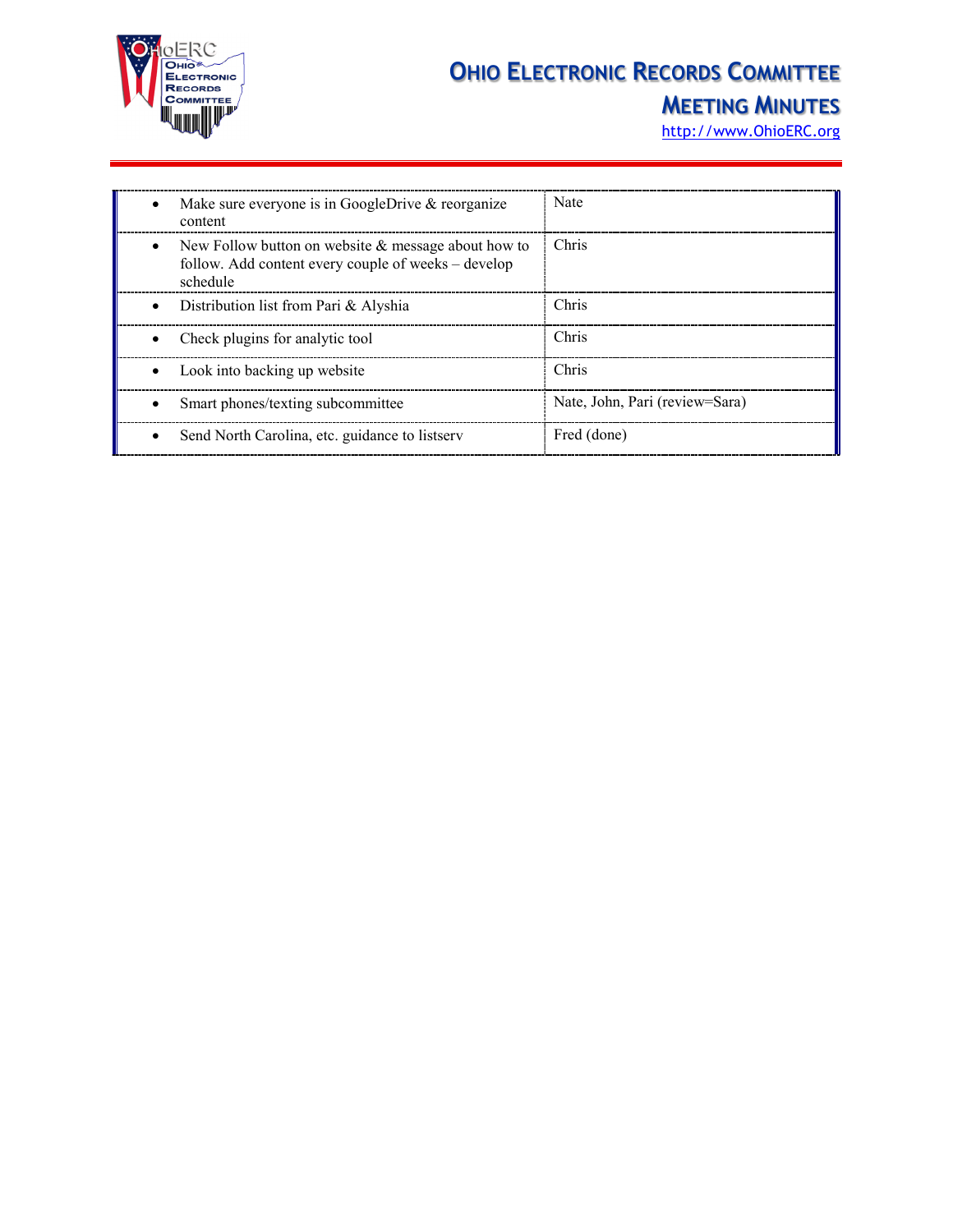| | |
|---|---|
| • Make sure everyone is in GoogleDrive & reorganize content | Nate |
| • New Follow button on website & message about how to follow. Add content every couple of weeks – develop schedule | Chris |
| • Distribution list from Pari & Alyshia | Chris |
| • Check plugins for analytic tool | Chris |
| • Look into backing up website | Chris |
| • Smart phones/texting subcommittee | Nate, John, Pari (review=Sara) |
| • Send North Carolina, etc. guidance to listserv | Fred (done) |